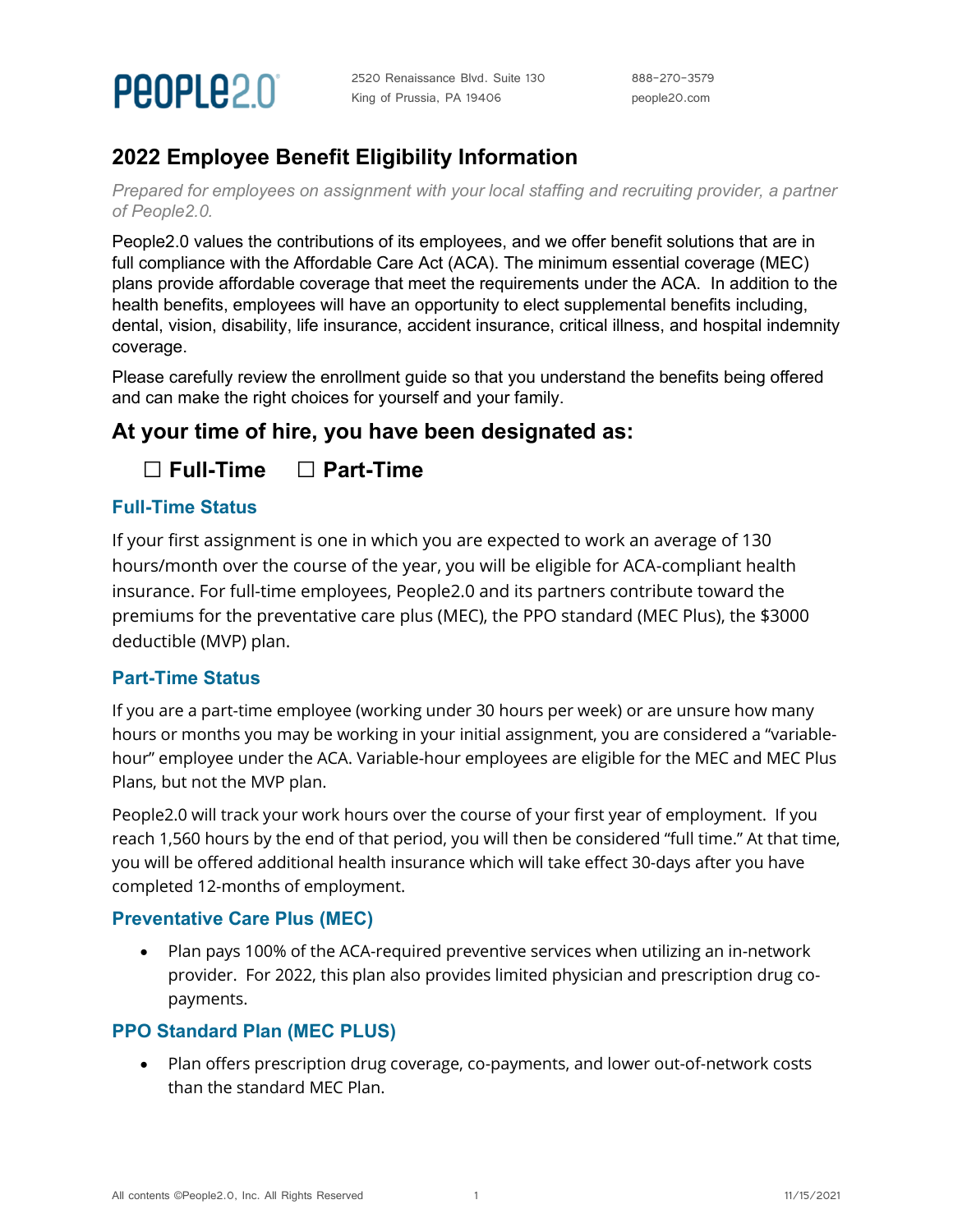PEOPLE2.0

2520 Renaissance Blvd. Suite 130
King of Prussia, PA 19406

888-270-3579
people20.com

# 2022 Employee Benefit Eligibility Information

*Prepared for employees on assignment with your local staffing and recruiting provider, a partner of People2.0.*

People2.0 values the contributions of its employees, and we offer benefit solutions that are in full compliance with the Affordable Care Act (ACA). The minimum essential coverage (MEC) plans provide affordable coverage that meet the requirements under the ACA. In addition to the health benefits, employees will have an opportunity to elect supplemental benefits including, dental, vision, disability, life insurance, accident insurance, critical illness, and hospital indemnity coverage.

Please carefully review the enrollment guide so that you understand the benefits being offered and can make the right choices for yourself and your family.

## At your time of hire, you have been designated as:

☐ **Full-Time** ☐ **Part-Time**

### Full-Time Status

If your first assignment is one in which you are expected to work an average of 130 hours/month over the course of the year, you will be eligible for ACA-compliant health insurance. For full-time employees, People2.0 and its partners contribute toward the premiums for the preventative care plus (MEC), the PPO standard (MEC Plus), the $3000 deductible (MVP) plan.

### Part-Time Status

If you are a part-time employee (working under 30 hours per week) or are unsure how many hours or months you may be working in your initial assignment, you are considered a "variable-hour" employee under the ACA. Variable-hour employees are eligible for the MEC and MEC Plus Plans, but not the MVP plan.

People2.0 will track your work hours over the course of your first year of employment. If you reach 1,560 hours by the end of that period, you will then be considered "full time." At that time, you will be offered additional health insurance which will take effect 30-days after you have completed 12-months of employment.

### Preventative Care Plus (MEC)

- Plan pays 100% of the ACA-required preventive services when utilizing an in-network provider. For 2022, this plan also provides limited physician and prescription drug co-payments.

### PPO Standard Plan (MEC PLUS)

- Plan offers prescription drug coverage, co-payments, and lower out-of-network costs than the standard MEC Plan.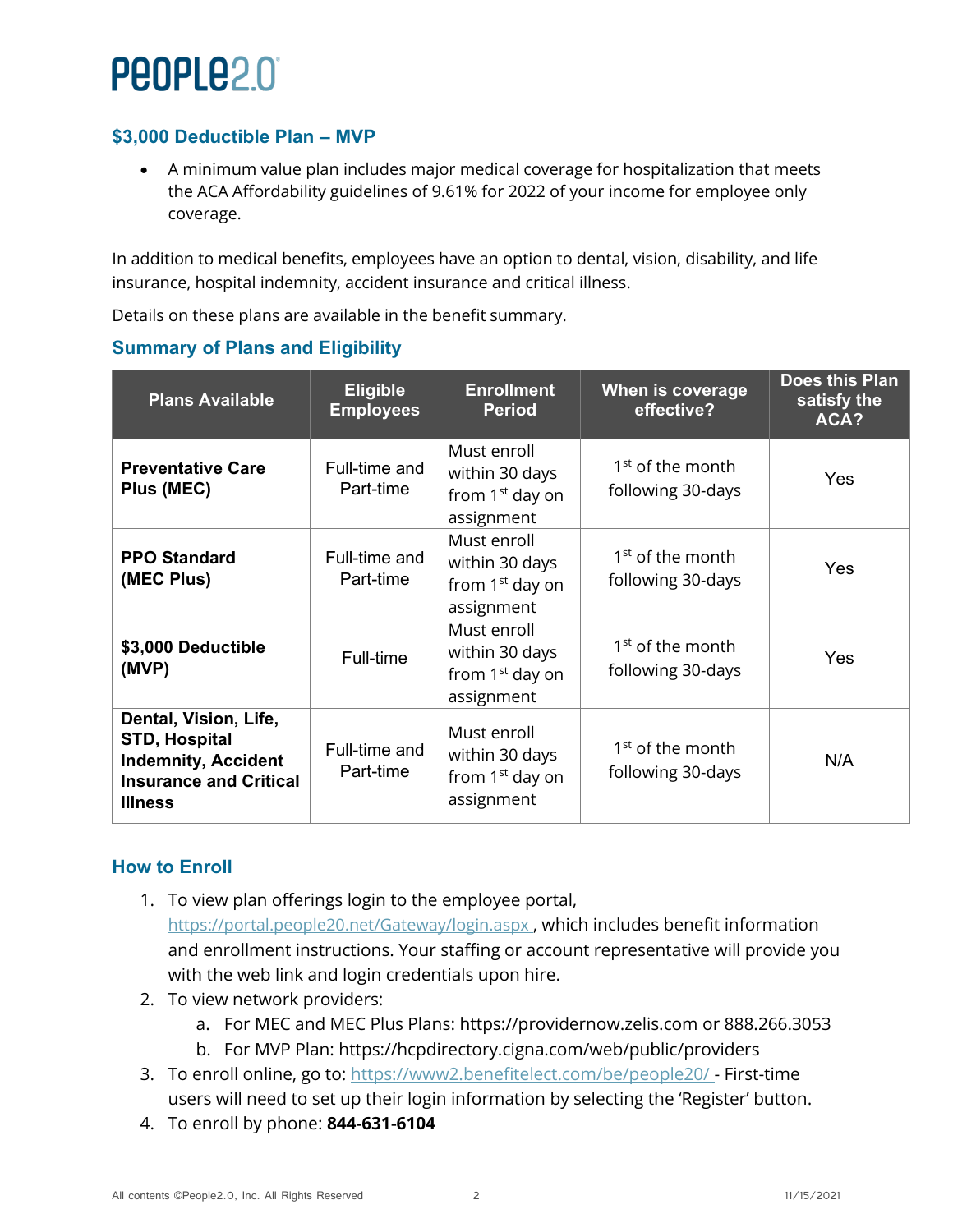# People2.0

## $3,000 Deductible Plan – MVP

- A minimum value plan includes major medical coverage for hospitalization that meets the ACA Affordability guidelines of 9.61% for 2022 of your income for employee only coverage.

In addition to medical benefits, employees have an option to dental, vision, disability, and life insurance, hospital indemnity, accident insurance and critical illness.

Details on these plans are available in the benefit summary.

## Summary of Plans and Eligibility

| Plans Available | Eligible Employees | Enrollment Period | When is coverage effective? | Does this Plan satisfy the ACA? |
|---|---|---|---|---|
| **Preventative Care Plus (MEC)** | Full-time and Part-time | Must enroll within 30 days from 1st day on assignment | 1st of the month following 30-days | Yes |
| **PPO Standard (MEC Plus)** | Full-time and Part-time | Must enroll within 30 days from 1st day on assignment | 1st of the month following 30-days | Yes |
| **$3,000 Deductible (MVP)** | Full-time | Must enroll within 30 days from 1st day on assignment | 1st of the month following 30-days | Yes |
| **Dental, Vision, Life, STD, Hospital Indemnity, Accident Insurance and Critical Illness** | Full-time and Part-time | Must enroll within 30 days from 1st day on assignment | 1st of the month following 30-days | N/A |

## How to Enroll

1. To view plan offerings login to the employee portal, https://portal.people20.net/Gateway/login.aspx , which includes benefit information and enrollment instructions. Your staffing or account representative will provide you with the web link and login credentials upon hire.
2. To view network providers:
    a. For MEC and MEC Plus Plans: https://providernow.zelis.com or 888.266.3053
    b. For MVP Plan: https://hcpdirectory.cigna.com/web/public/providers
3. To enroll online, go to: https://www2.benefitelect.com/be/people20/ - First-time users will need to set up their login information by selecting the 'Register' button.
4. To enroll by phone: **844-631-6104**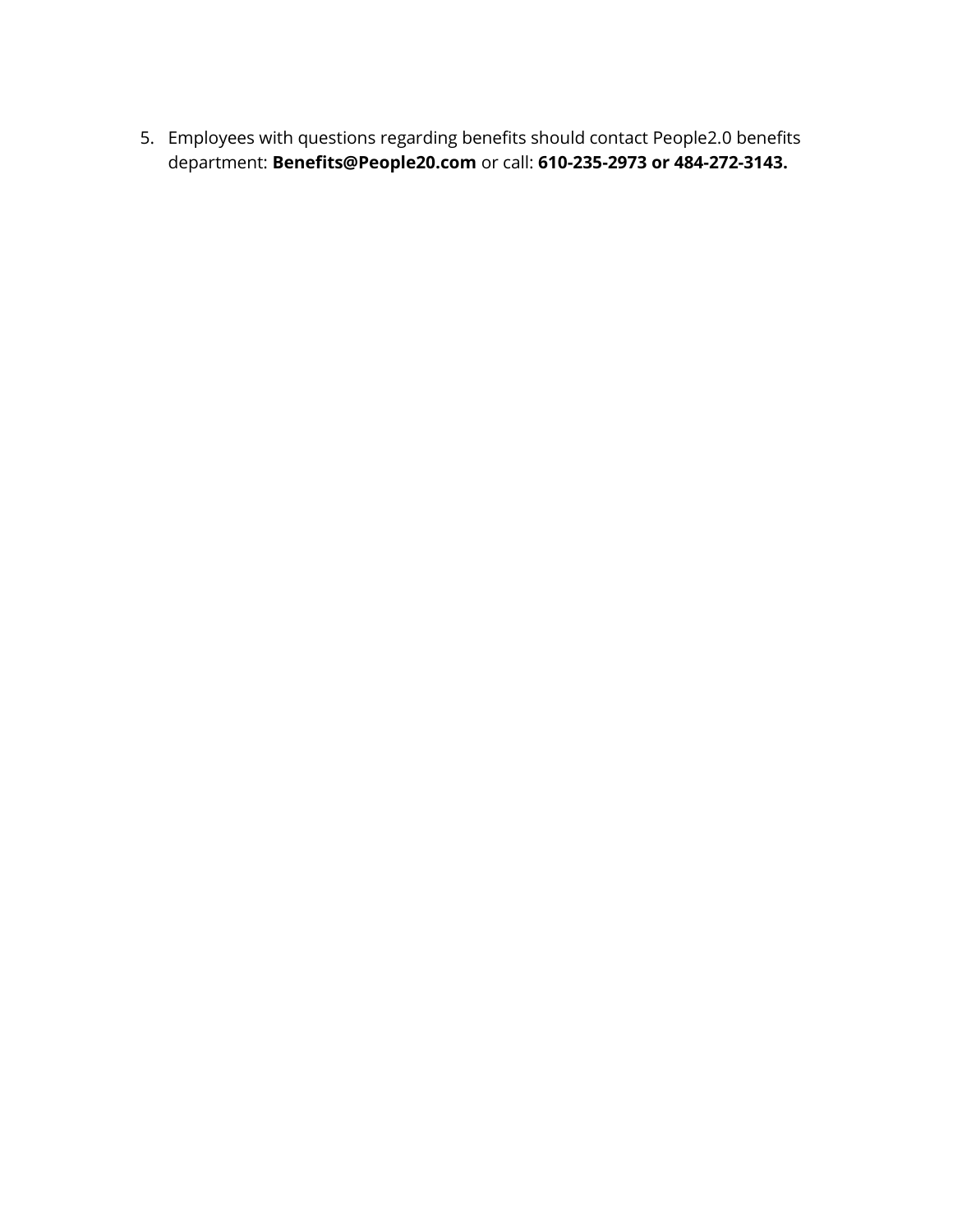5. Employees with questions regarding benefits should contact People2.0 benefits department: **Benefits@People20.com** or call: **610-235-2973 or 484-272-3143.**